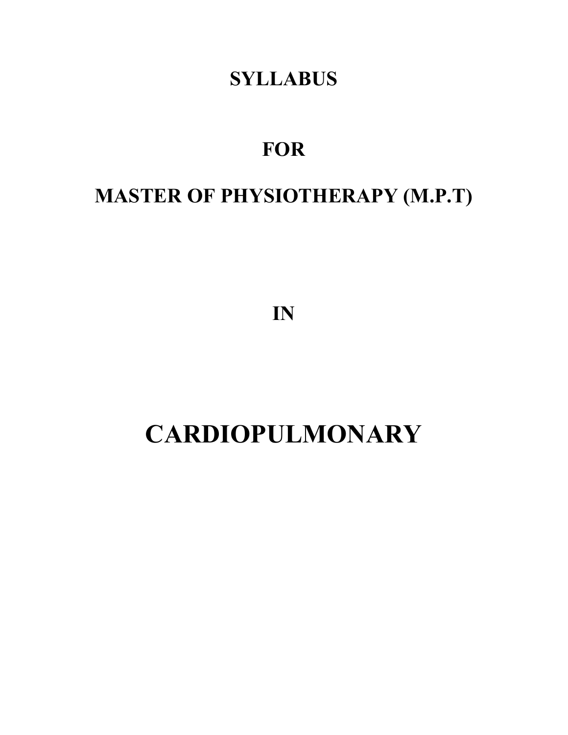# SYLLABUS

# FOR

# MASTER OF PHYSIOTHERAPY (M.P.T)

# IN

# CARDIOPULMONARY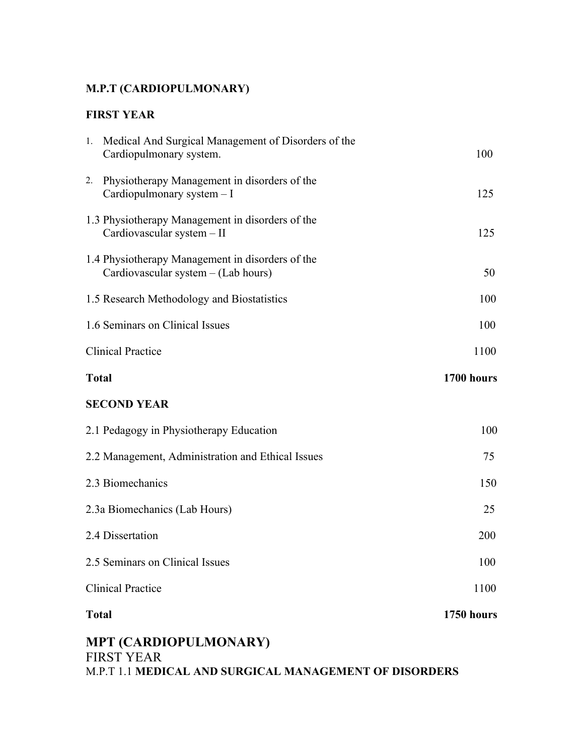**M.P.T (CARDIOPULMONARY)**

**FIRST YEAR**

| | |
|---|---|
| 1. Medical And Surgical Management of Disorders of the Cardiopulmonary system. | 100 |
| 2. Physiotherapy Management in disorders of the Cardiopulmonary system – I | 125 |
| 1.3 Physiotherapy Management in disorders of the Cardiovascular system – II | 125 |
| 1.4 Physiotherapy Management in disorders of the Cardiovascular system – (Lab hours) | 50 |
| 1.5 Research Methodology and Biostatistics | 100 |
| 1.6 Seminars on Clinical Issues | 100 |
| Clinical Practice | 1100 |
| **Total** | **1700 hours** |

**SECOND YEAR**

| | |
|---|---|
| 2.1 Pedagogy in Physiotherapy Education | 100 |
| 2.2 Management, Administration and Ethical Issues | 75 |
| 2.3 Biomechanics | 150 |
| 2.3a Biomechanics (Lab Hours) | 25 |
| 2.4 Dissertation | 200 |
| 2.5 Seminars on Clinical Issues | 100 |
| Clinical Practice | 1100 |
| **Total** | **1750 hours** |

## MPT (CARDIOPULMONARY)

FIRST YEAR

M.P.T 1.1 **MEDICAL AND SURGICAL MANAGEMENT OF DISORDERS**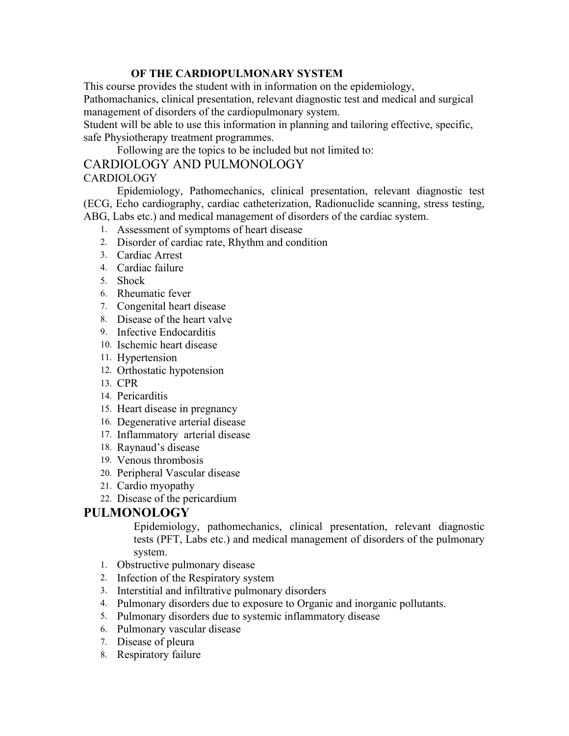**OF THE CARDIOPULMONARY SYSTEM**

This course provides the student with in information on the epidemiology, Pathomachanics, clinical presentation, relevant diagnostic test and medical and surgical management of disorders of the cardiopulmonary system.

Student will be able to use this information in planning and tailoring effective, specific, safe Physiotherapy treatment programmes.

Following are the topics to be included but not limited to:

# CARDIOLOGY AND PULMONOLOGY

## CARDIOLOGY

Epidemiology, Pathomechanics, clinical presentation, relevant diagnostic test (ECG, Echo cardiography, cardiac catheterization, Radionuclide scanning, stress testing, ABG, Labs etc.) and medical management of disorders of the cardiac system.

1. Assessment of symptoms of heart disease
2. Disorder of cardiac rate, Rhythm and condition
3. Cardiac Arrest
4. Cardiac failure
5. Shock
6. Rheumatic fever
7. Congenital heart disease
8. Disease of the heart valve
9. Infective Endocarditis
10. Ischemic heart disease
11. Hypertension
12. Orthostatic hypotension
13. CPR
14. Pericarditis
15. Heart disease in pregnancy
16. Degenerative arterial disease
17. Inflammatory arterial disease
18. Raynaud's disease
19. Venous thrombosis
20. Peripheral Vascular disease
21. Cardio myopathy
22. Disease of the pericardium

## PULMONOLOGY

Epidemiology, pathomechanics, clinical presentation, relevant diagnostic tests (PFT, Labs etc.) and medical management of disorders of the pulmonary system.

1. Obstructive pulmonary disease
2. Infection of the Respiratory system
3. Interstitial and infiltrative pulmonary disorders
4. Pulmonary disorders due to exposure to Organic and inorganic pollutants.
5. Pulmonary disorders due to systemic inflammatory disease
6. Pulmonary vascular disease
7. Disease of pleura
8. Respiratory failure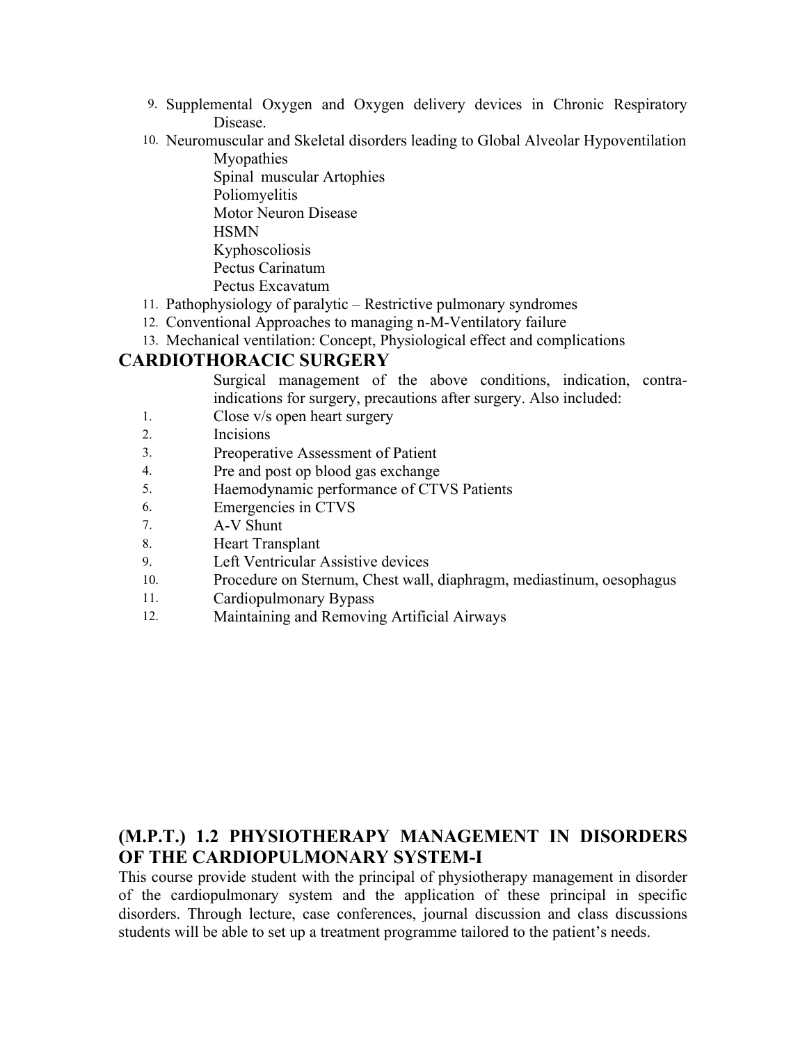9. Supplemental Oxygen and Oxygen delivery devices in Chronic Respiratory Disease.
10. Neuromuscular and Skeletal disorders leading to Global Alveolar Hypoventilation
    - Myopathies
    - Spinal muscular Artophies
    - Poliomyelitis
    - Motor Neuron Disease
    - HSMN
    - Kyphoscoliosis
    - Pectus Carinatum
    - Pectus Excavatum
11. Pathophysiology of paralytic – Restrictive pulmonary syndromes
12. Conventional Approaches to managing n-M-Ventilatory failure
13. Mechanical ventilation: Concept, Physiological effect and complications

## CARDIOTHORACIC SURGERY

Surgical management of the above conditions, indication, contra-indications for surgery, precautions after surgery. Also included:

1. Close v/s open heart surgery
2. Incisions
3. Preoperative Assessment of Patient
4. Pre and post op blood gas exchange
5. Haemodynamic performance of CTVS Patients
6. Emergencies in CTVS
7. A-V Shunt
8. Heart Transplant
9. Left Ventricular Assistive devices
10. Procedure on Sternum, Chest wall, diaphragm, mediastinum, oesophagus
11. Cardiopulmonary Bypass
12. Maintaining and Removing Artificial Airways

## (M.P.T.) 1.2 PHYSIOTHERAPY MANAGEMENT IN DISORDERS OF THE CARDIOPULMONARY SYSTEM-I

This course provide student with the principal of physiotherapy management in disorder of the cardiopulmonary system and the application of these principal in specific disorders. Through lecture, case conferences, journal discussion and class discussions students will be able to set up a treatment programme tailored to the patient's needs.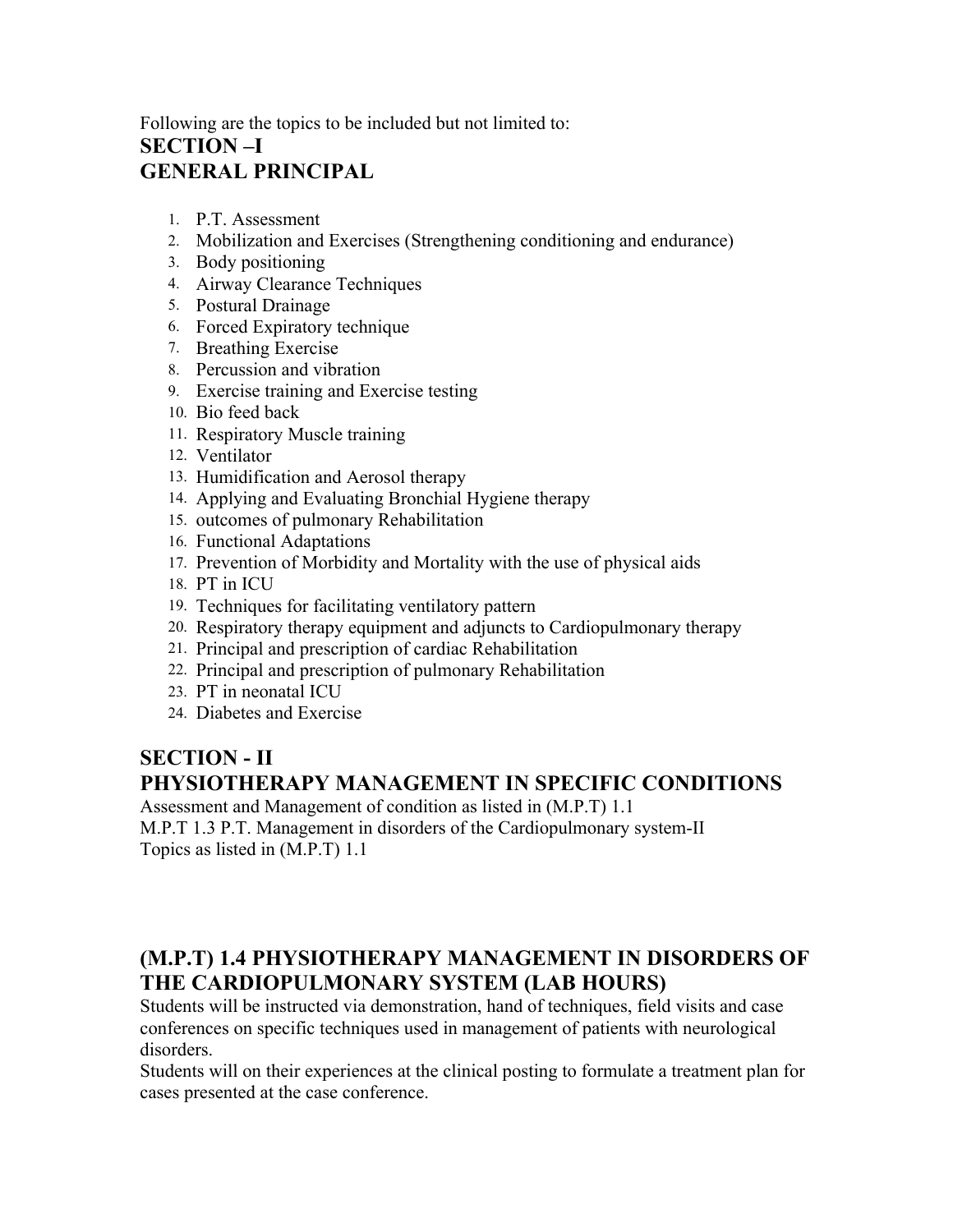Following are the topics to be included but not limited to:

## SECTION –I
## GENERAL PRINCIPAL

1. P.T. Assessment
2. Mobilization and Exercises (Strengthening conditioning and endurance)
3. Body positioning
4. Airway Clearance Techniques
5. Postural Drainage
6. Forced Expiratory technique
7. Breathing Exercise
8. Percussion and vibration
9. Exercise training and Exercise testing
10. Bio feed back
11. Respiratory Muscle training
12. Ventilator
13. Humidification and Aerosol therapy
14. Applying and Evaluating Bronchial Hygiene therapy
15. outcomes of pulmonary Rehabilitation
16. Functional Adaptations
17. Prevention of Morbidity and Mortality with the use of physical aids
18. PT in ICU
19. Techniques for facilitating ventilatory pattern
20. Respiratory therapy equipment and adjuncts to Cardiopulmonary therapy
21. Principal and prescription of cardiac Rehabilitation
22. Principal and prescription of pulmonary Rehabilitation
23. PT in neonatal ICU
24. Diabetes and Exercise

## SECTION - II
## PHYSIOTHERAPY MANAGEMENT IN SPECIFIC CONDITIONS

Assessment and Management of condition as listed in (M.P.T) 1.1
M.P.T 1.3 P.T. Management in disorders of the Cardiopulmonary system-II
Topics as listed in (M.P.T) 1.1

## (M.P.T) 1.4 PHYSIOTHERAPY MANAGEMENT IN DISORDERS OF THE CARDIOPULMONARY SYSTEM (LAB HOURS)

Students will be instructed via demonstration, hand of techniques, field visits and case conferences on specific techniques used in management of patients with neurological disorders.

Students will on their experiences at the clinical posting to formulate a treatment plan for cases presented at the case conference.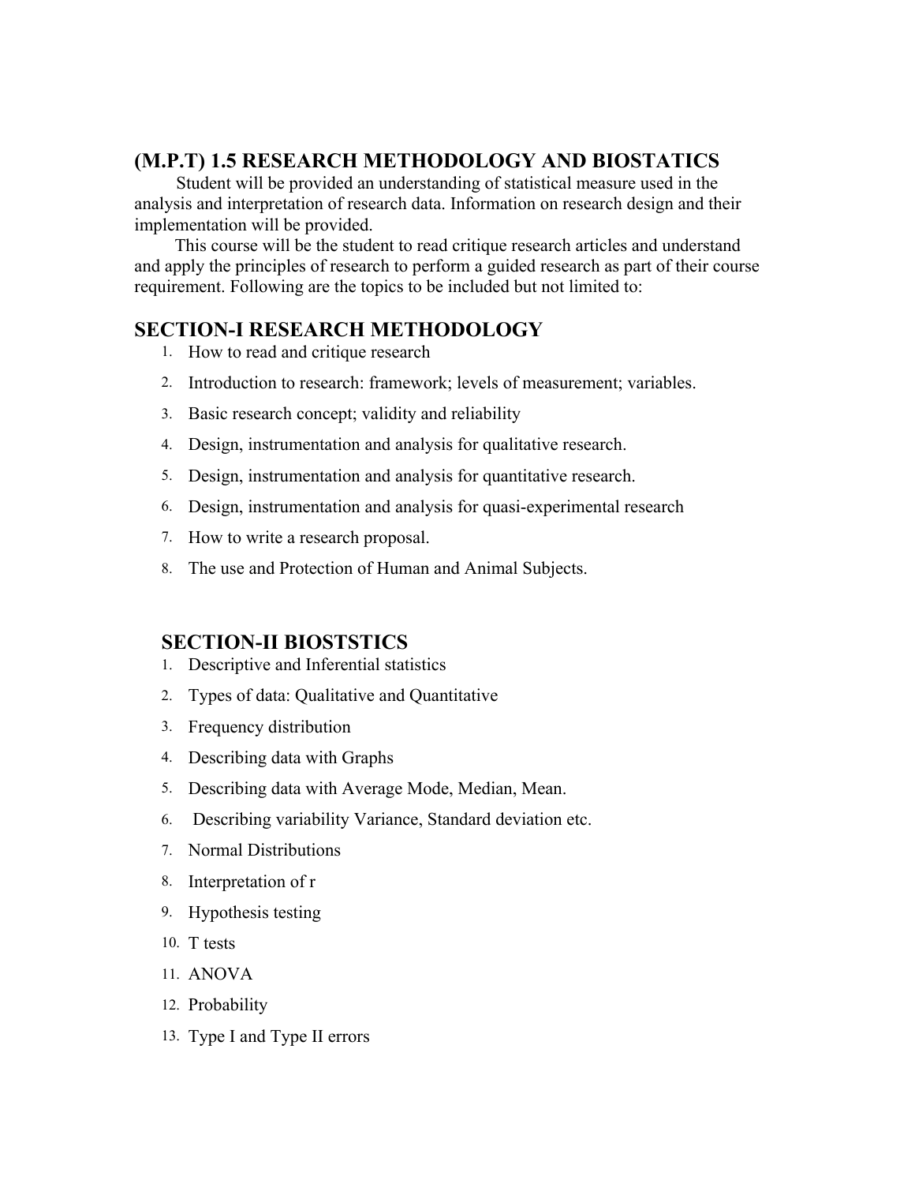## (M.P.T) 1.5 RESEARCH METHODOLOGY AND BIOSTATICS

Student will be provided an understanding of statistical measure used in the analysis and interpretation of research data. Information on research design and their implementation will be provided.

This course will be the student to read critique research articles and understand and apply the principles of research to perform a guided research as part of their course requirement. Following are the topics to be included but not limited to:

## SECTION-I RESEARCH METHODOLOGY

1. How to read and critique research
2. Introduction to research: framework; levels of measurement; variables.
3. Basic research concept; validity and reliability
4. Design, instrumentation and analysis for qualitative research.
5. Design, instrumentation and analysis for quantitative research.
6. Design, instrumentation and analysis for quasi-experimental research
7. How to write a research proposal.
8. The use and Protection of Human and Animal Subjects.

## SECTION-II BIOSTSTICS

1. Descriptive and Inferential statistics
2. Types of data: Qualitative and Quantitative
3. Frequency distribution
4. Describing data with Graphs
5. Describing data with Average Mode, Median, Mean.
6. Describing variability Variance, Standard deviation etc.
7. Normal Distributions
8. Interpretation of r
9. Hypothesis testing
10. T tests
11. ANOVA
12. Probability
13. Type I and Type II errors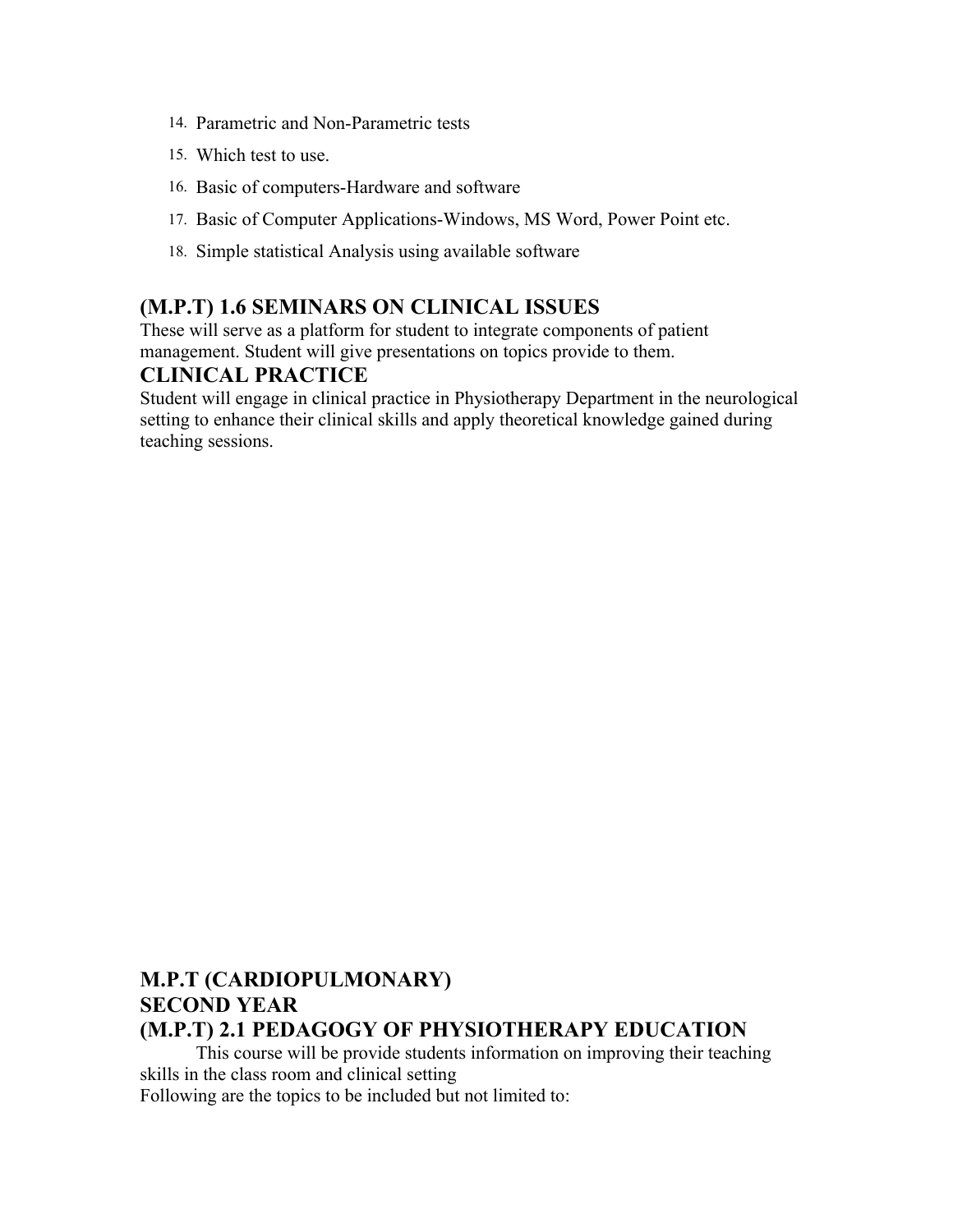14. Parametric and Non-Parametric tests
15. Which test to use.
16. Basic of computers-Hardware and software
17. Basic of Computer Applications-Windows, MS Word, Power Point etc.
18. Simple statistical Analysis using available software

## (M.P.T) 1.6 SEMINARS ON CLINICAL ISSUES

These will serve as a platform for student to integrate components of patient management. Student will give presentations on topics provide to them.

## CLINICAL PRACTICE

Student will engage in clinical practice in Physiotherapy Department in the neurological setting to enhance their clinical skills and apply theoretical knowledge gained during teaching sessions.

# M.P.T (CARDIOPULMONARY)

## SECOND YEAR

## (M.P.T) 2.1 PEDAGOGY OF PHYSIOTHERAPY EDUCATION

This course will be provide students information on improving their teaching skills in the class room and clinical setting

Following are the topics to be included but not limited to: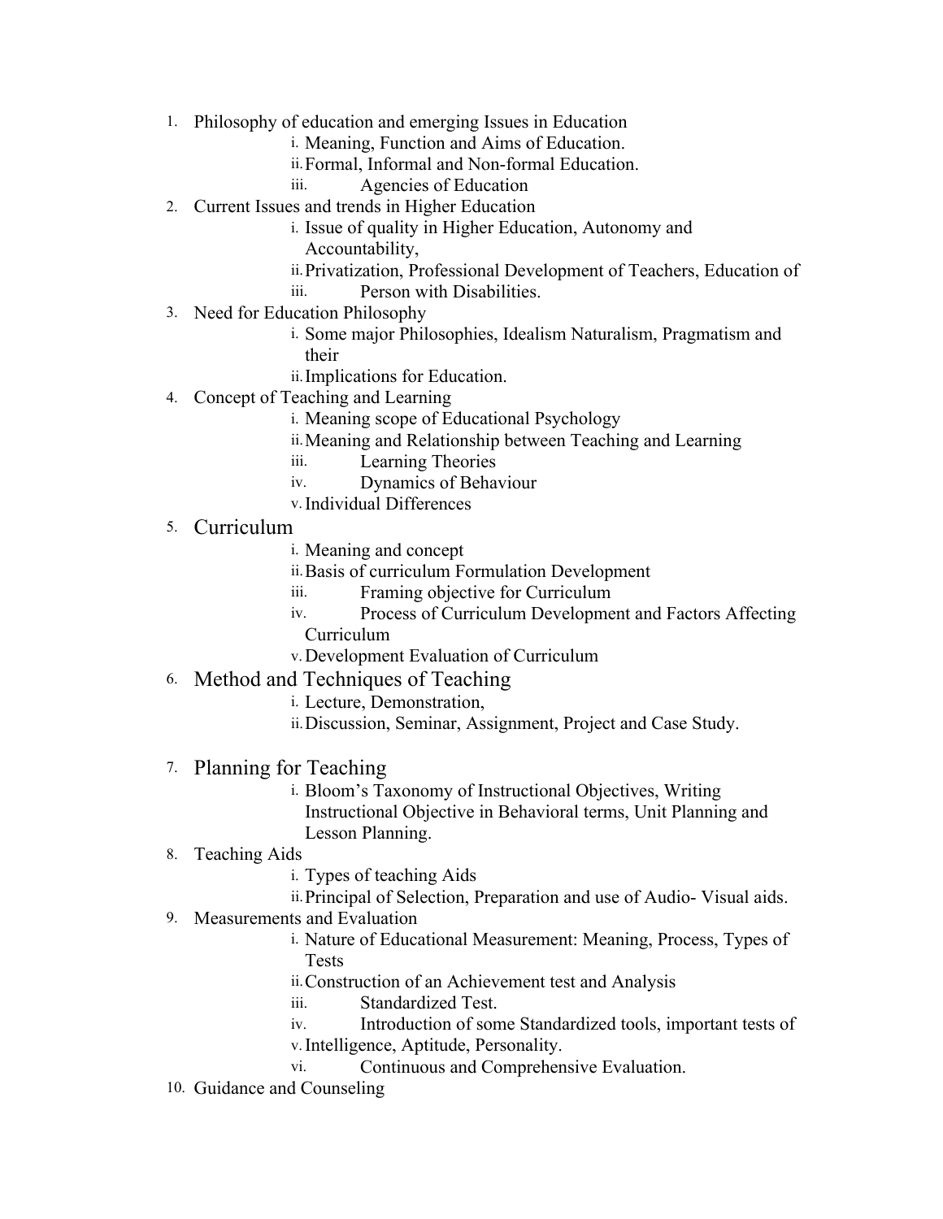1. Philosophy of education and emerging Issues in Education
    i. Meaning, Function and Aims of Education.
    ii. Formal, Informal and Non-formal Education.
    iii. Agencies of Education
2. Current Issues and trends in Higher Education
    i. Issue of quality in Higher Education, Autonomy and Accountability,
    ii. Privatization, Professional Development of Teachers, Education of
    iii. Person with Disabilities.
3. Need for Education Philosophy
    i. Some major Philosophies, Idealism Naturalism, Pragmatism and their
    ii. Implications for Education.
4. Concept of Teaching and Learning
    i. Meaning scope of Educational Psychology
    ii. Meaning and Relationship between Teaching and Learning
    iii. Learning Theories
    iv. Dynamics of Behaviour
    v. Individual Differences
5. Curriculum
    i. Meaning and concept
    ii. Basis of curriculum Formulation Development
    iii. Framing objective for Curriculum
    iv. Process of Curriculum Development and Factors Affecting Curriculum
    v. Development Evaluation of Curriculum
6. Method and Techniques of Teaching
    i. Lecture, Demonstration,
    ii. Discussion, Seminar, Assignment, Project and Case Study.
7. Planning for Teaching
    i. Bloom's Taxonomy of Instructional Objectives, Writing Instructional Objective in Behavioral terms, Unit Planning and Lesson Planning.
8. Teaching Aids
    i. Types of teaching Aids
    ii. Principal of Selection, Preparation and use of Audio- Visual aids.
9. Measurements and Evaluation
    i. Nature of Educational Measurement: Meaning, Process, Types of Tests
    ii. Construction of an Achievement test and Analysis
    iii. Standardized Test.
    iv. Introduction of some Standardized tools, important tests of
    v. Intelligence, Aptitude, Personality.
    vi. Continuous and Comprehensive Evaluation.
10. Guidance and Counseling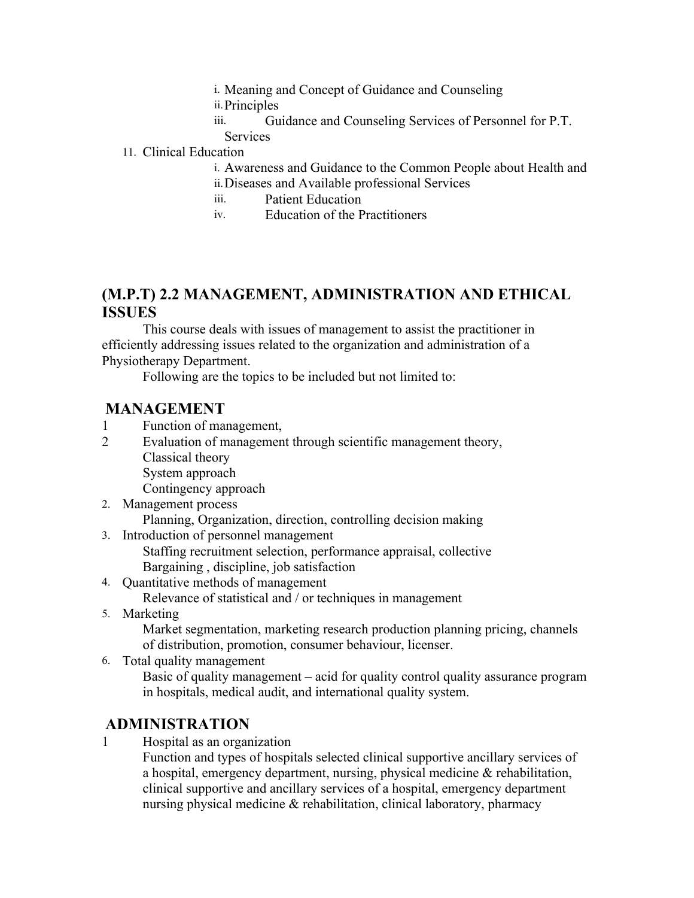i. Meaning and Concept of Guidance and Counseling
ii. Principles
iii. Guidance and Counseling Services of Personnel for P.T. Services

11. Clinical Education
    i. Awareness and Guidance to the Common People about Health and
    ii. Diseases and Available professional Services
    iii. Patient Education
    iv. Education of the Practitioners

## (M.P.T) 2.2 MANAGEMENT, ADMINISTRATION AND ETHICAL ISSUES

This course deals with issues of management to assist the practitioner in efficiently addressing issues related to the organization and administration of a Physiotherapy Department.

Following are the topics to be included but not limited to:

### MANAGEMENT

1 Function of management,

2 Evaluation of management through scientific management theory,
Classical theory
System approach
Contingency approach

2. Management process
   Planning, Organization, direction, controlling decision making
3. Introduction of personnel management
   Staffing recruitment selection, performance appraisal, collective Bargaining , discipline, job satisfaction
4. Quantitative methods of management
   Relevance of statistical and / or techniques in management
5. Marketing
   Market segmentation, marketing research production planning pricing, channels of distribution, promotion, consumer behaviour, licenser.
6. Total quality management
   Basic of quality management – acid for quality control quality assurance program in hospitals, medical audit, and international quality system.

### ADMINISTRATION

1 Hospital as an organization
Function and types of hospitals selected clinical supportive ancillary services of a hospital, emergency department, nursing, physical medicine & rehabilitation, clinical supportive and ancillary services of a hospital, emergency department nursing physical medicine & rehabilitation, clinical laboratory, pharmacy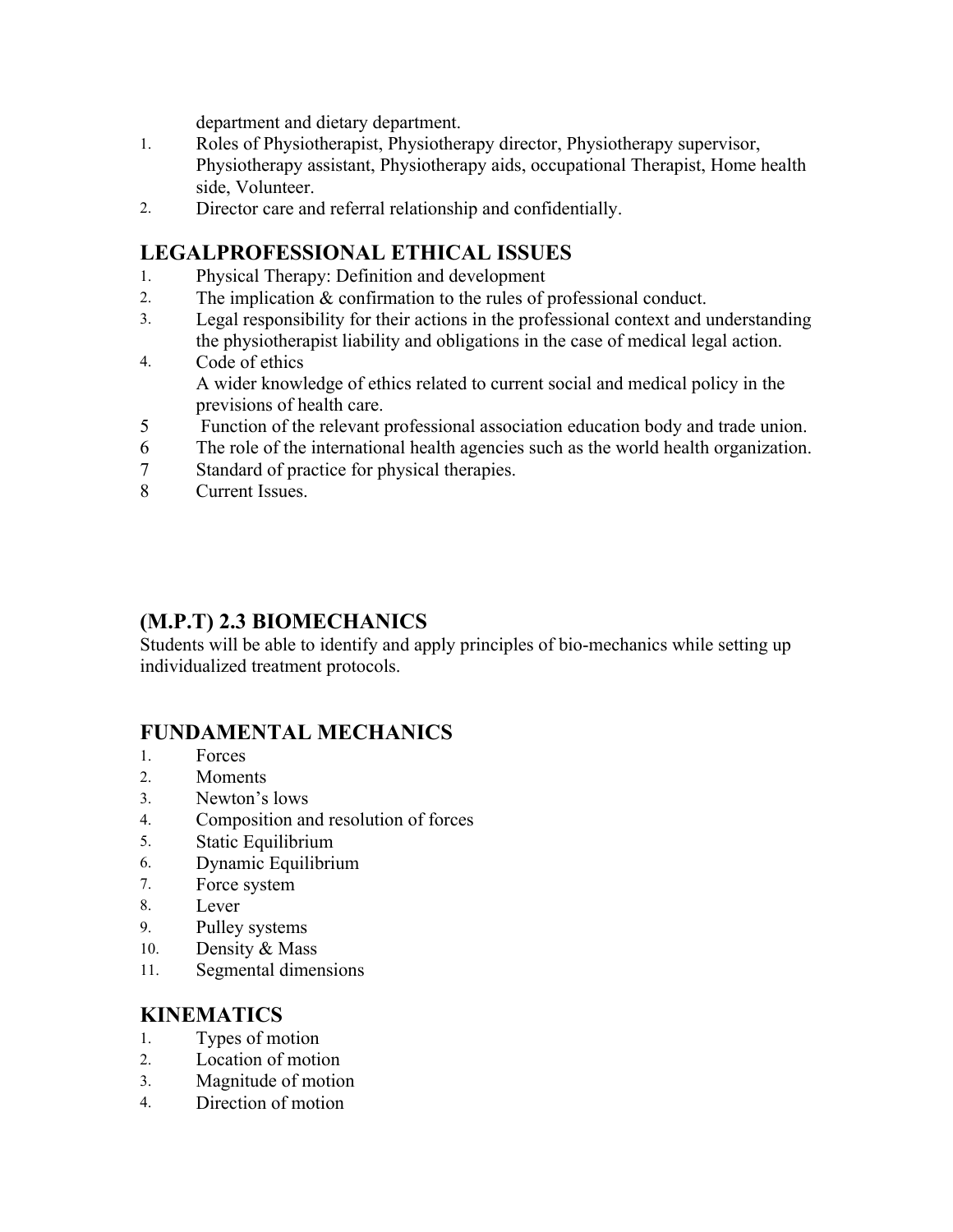department and dietary department.

1. Roles of Physiotherapist, Physiotherapy director, Physiotherapy supervisor, Physiotherapy assistant, Physiotherapy aids, occupational Therapist, Home health side, Volunteer.
2. Director care and referral relationship and confidentially.

## LEGALPROFESSIONAL ETHICAL ISSUES

1. Physical Therapy: Definition and development
2. The implication & confirmation to the rules of professional conduct.
3. Legal responsibility for their actions in the professional context and understanding the physiotherapist liability and obligations in the case of medical legal action.
4. Code of ethics
   A wider knowledge of ethics related to current social and medical policy in the previsions of health care.
5. Function of the relevant professional association education body and trade union.
6. The role of the international health agencies such as the world health organization.
7. Standard of practice for physical therapies.
8. Current Issues.

## (M.P.T) 2.3 BIOMECHANICS

Students will be able to identify and apply principles of bio-mechanics while setting up individualized treatment protocols.

## FUNDAMENTAL MECHANICS

1. Forces
2. Moments
3. Newton's lows
4. Composition and resolution of forces
5. Static Equilibrium
6. Dynamic Equilibrium
7. Force system
8. Lever
9. Pulley systems
10. Density & Mass
11. Segmental dimensions

## KINEMATICS

1. Types of motion
2. Location of motion
3. Magnitude of motion
4. Direction of motion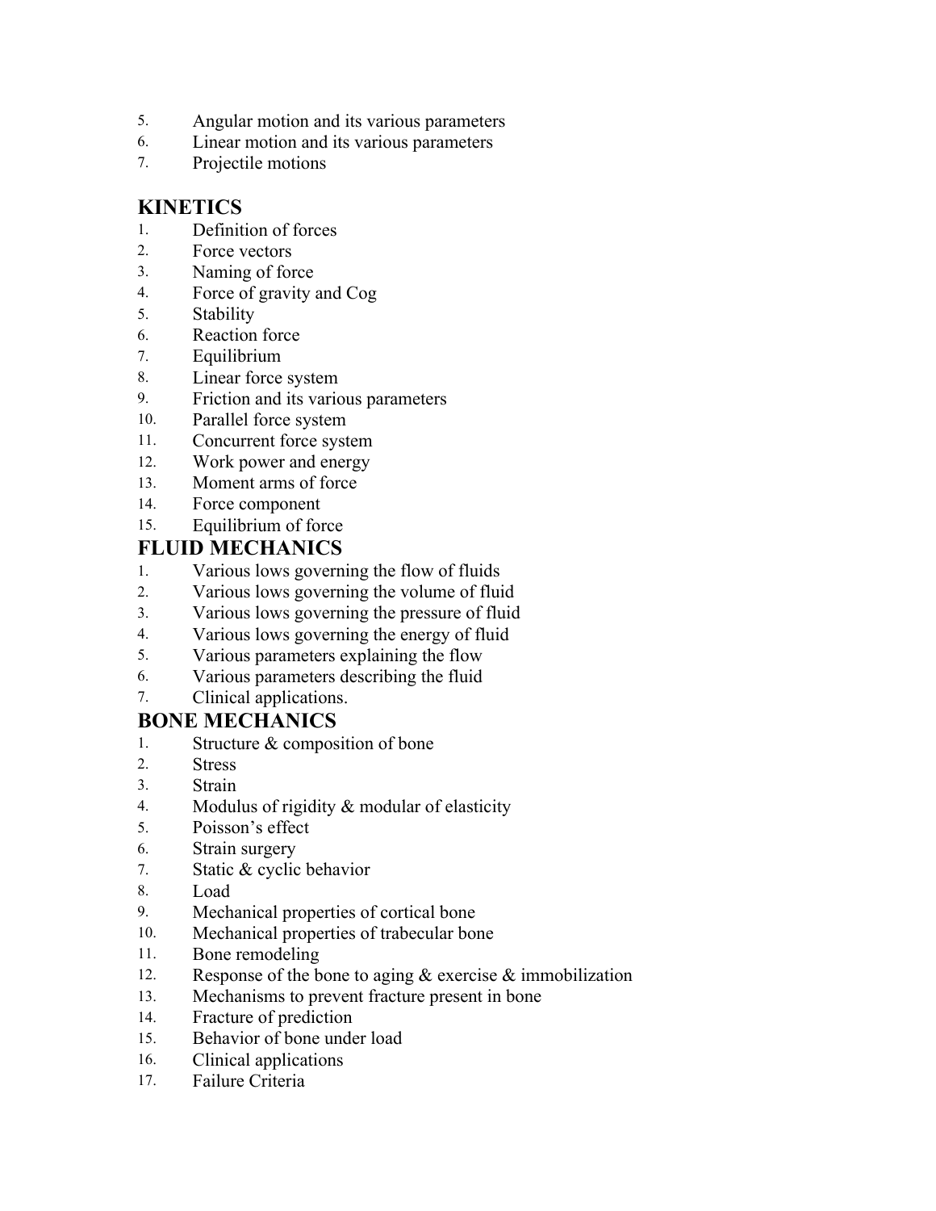5. Angular motion and its various parameters
6. Linear motion and its various parameters
7. Projectile motions

## KINETICS

1. Definition of forces
2. Force vectors
3. Naming of force
4. Force of gravity and Cog
5. Stability
6. Reaction force
7. Equilibrium
8. Linear force system
9. Friction and its various parameters
10. Parallel force system
11. Concurrent force system
12. Work power and energy
13. Moment arms of force
14. Force component
15. Equilibrium of force

## FLUID MECHANICS

1. Various lows governing the flow of fluids
2. Various lows governing the volume of fluid
3. Various lows governing the pressure of fluid
4. Various lows governing the energy of fluid
5. Various parameters explaining the flow
6. Various parameters describing the fluid
7. Clinical applications.

## BONE MECHANICS

1. Structure & composition of bone
2. Stress
3. Strain
4. Modulus of rigidity & modular of elasticity
5. Poisson's effect
6. Strain surgery
7. Static & cyclic behavior
8. Load
9. Mechanical properties of cortical bone
10. Mechanical properties of trabecular bone
11. Bone remodeling
12. Response of the bone to aging & exercise & immobilization
13. Mechanisms to prevent fracture present in bone
14. Fracture of prediction
15. Behavior of bone under load
16. Clinical applications
17. Failure Criteria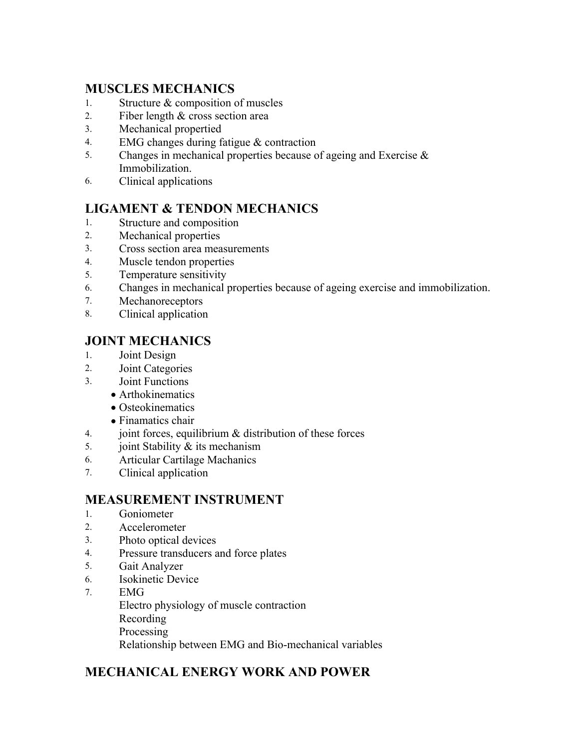## MUSCLES MECHANICS

1. Structure & composition of muscles
2. Fiber length & cross section area
3. Mechanical propertied
4. EMG changes during fatigue & contraction
5. Changes in mechanical properties because of ageing and Exercise & Immobilization.
6. Clinical applications

## LIGAMENT & TENDON MECHANICS

1. Structure and composition
2. Mechanical properties
3. Cross section area measurements
4. Muscle tendon properties
5. Temperature sensitivity
6. Changes in mechanical properties because of ageing exercise and immobilization.
7. Mechanoreceptors
8. Clinical application

## JOINT MECHANICS

1. Joint Design
2. Joint Categories
3. Joint Functions
   - Arthokinematics
   - Osteokinematics
   - Finamatics chair
4. joint forces, equilibrium & distribution of these forces
5. joint Stability & its mechanism
6. Articular Cartilage Machanics
7. Clinical application

## MEASUREMENT INSTRUMENT

1. Goniometer
2. Accelerometer
3. Photo optical devices
4. Pressure transducers and force plates
5. Gait Analyzer
6. Isokinetic Device
7. EMG
   Electro physiology of muscle contraction
   Recording
   Processing
   Relationship between EMG and Bio-mechanical variables

## MECHANICAL ENERGY WORK AND POWER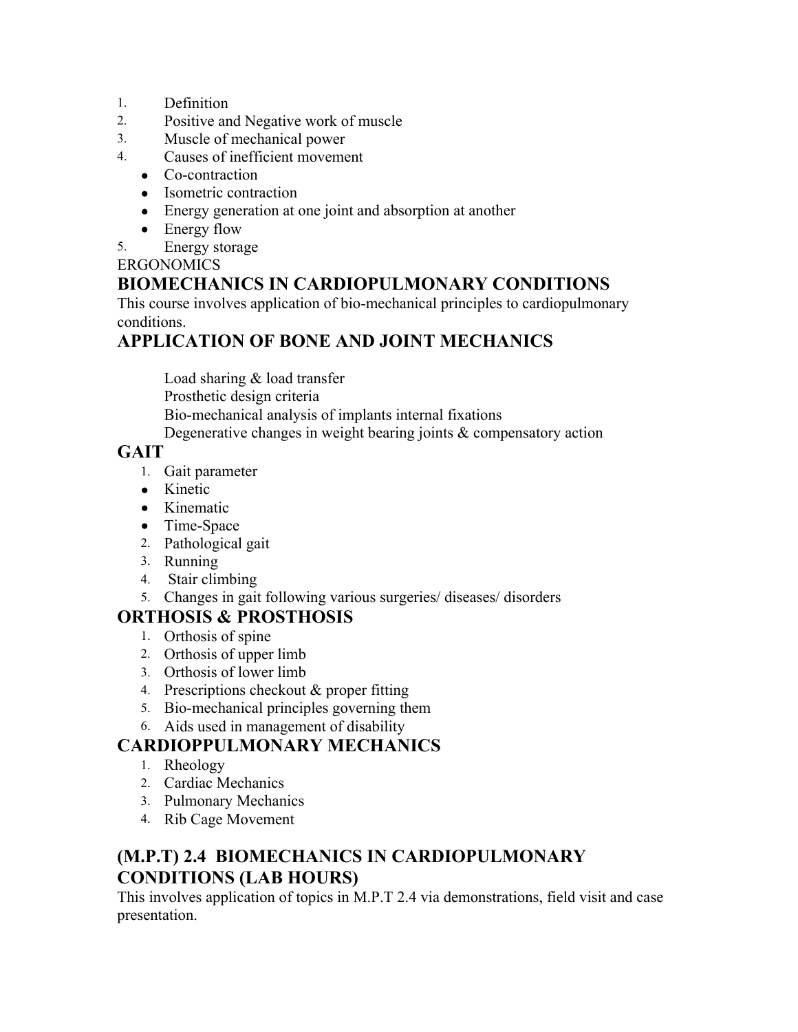1. Definition
2. Positive and Negative work of muscle
3. Muscle of mechanical power
4. Causes of inefficient movement
   - Co-contraction
   - Isometric contraction
   - Energy generation at one joint and absorption at another
   - Energy flow
5. Energy storage

ERGONOMICS

## BIOMECHANICS IN CARDIOPULMONARY CONDITIONS

This course involves application of bio-mechanical principles to cardiopulmonary conditions.

## APPLICATION OF BONE AND JOINT MECHANICS

Load sharing & load transfer
Prosthetic design criteria
Bio-mechanical analysis of implants internal fixations
Degenerative changes in weight bearing joints & compensatory action

## GAIT

1. Gait parameter
   - Kinetic
   - Kinematic
   - Time-Space
2. Pathological gait
3. Running
4. Stair climbing
5. Changes in gait following various surgeries/ diseases/ disorders

## ORTHOSIS & PROSTHOSIS

1. Orthosis of spine
2. Orthosis of upper limb
3. Orthosis of lower limb
4. Prescriptions checkout & proper fitting
5. Bio-mechanical principles governing them
6. Aids used in management of disability

## CARDIOPPULMONARY MECHANICS

1. Rheology
2. Cardiac Mechanics
3. Pulmonary Mechanics
4. Rib Cage Movement

## (M.P.T) 2.4 BIOMECHANICS IN CARDIOPULMONARY CONDITIONS (LAB HOURS)

This involves application of topics in M.P.T 2.4 via demonstrations, field visit and case presentation.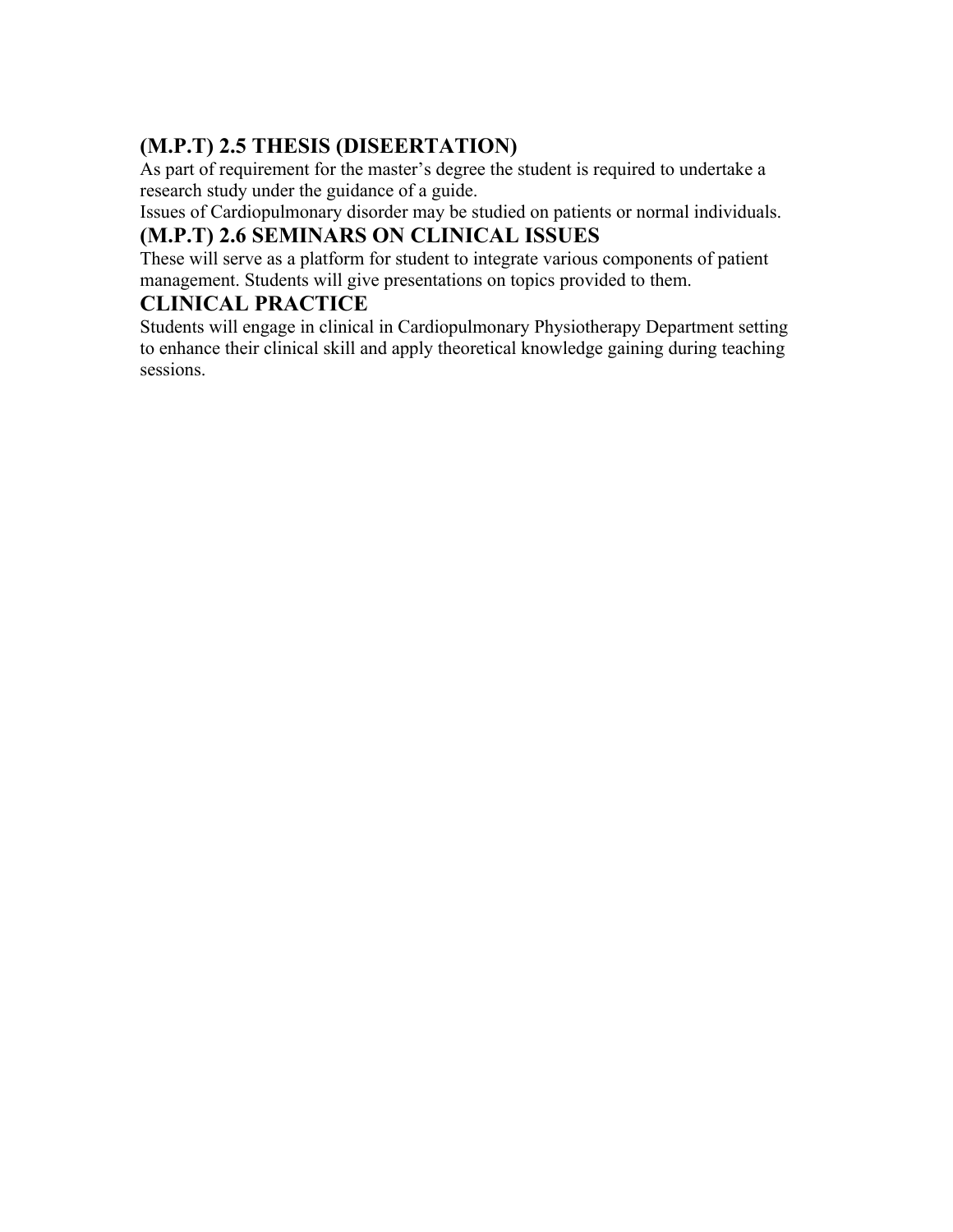## (M.P.T) 2.5 THESIS (DISEERTATION)

As part of requirement for the master's degree the student is required to undertake a research study under the guidance of a guide.

Issues of Cardiopulmonary disorder may be studied on patients or normal individuals.

## (M.P.T) 2.6 SEMINARS ON CLINICAL ISSUES

These will serve as a platform for student to integrate various components of patient management. Students will give presentations on topics provided to them.

## CLINICAL PRACTICE

Students will engage in clinical in Cardiopulmonary Physiotherapy Department setting to enhance their clinical skill and apply theoretical knowledge gaining during teaching sessions.